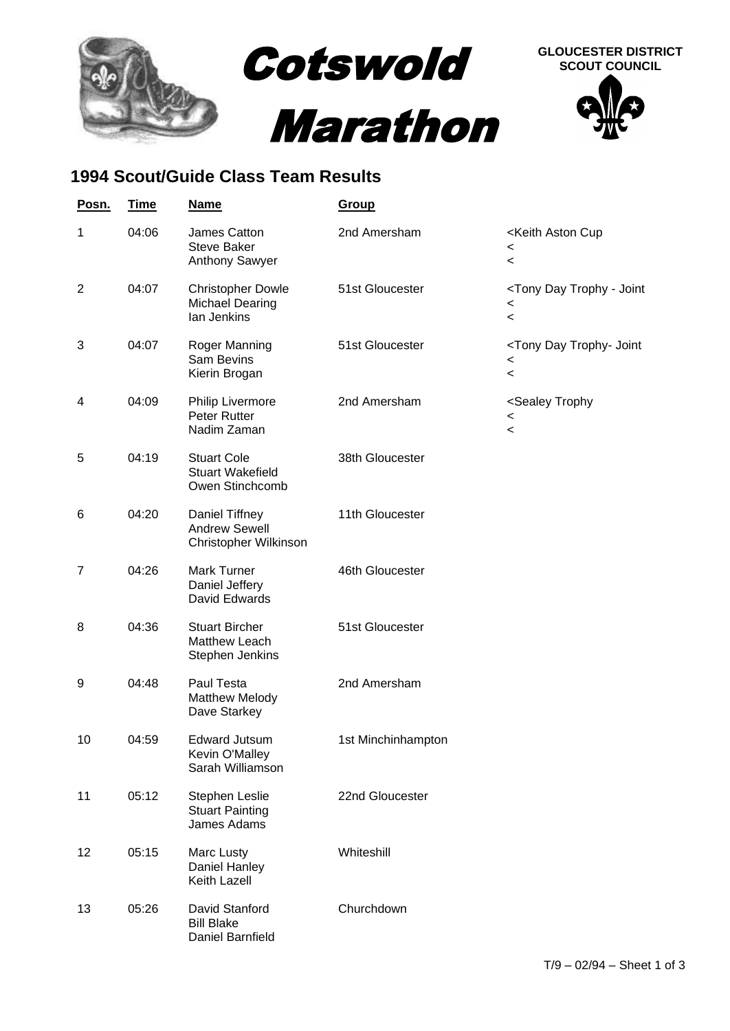# Cotswold Marathon

**GLOUCESTER DISTRICT SCOUT COUNCIL**

## 1994 Scout/Guide Class Team Results

| Posn. | Time | Name | Group | |
|---|---|---|---|---|
| 1 | 04:06 | James Catton<br>Steve Baker<br>Anthony Sawyer | 2nd Amersham | <Keith Aston Cup<br><<br>< |
| 2 | 04:07 | Christopher Dowle<br>Michael Dearing<br>Ian Jenkins | 51st Gloucester | <Tony Day Trophy - Joint<br><<br>< |
| 3 | 04:07 | Roger Manning<br>Sam Bevins<br>Kierin Brogan | 51st Gloucester | <Tony Day Trophy- Joint<br><<br>< |
| 4 | 04:09 | Philip Livermore<br>Peter Rutter<br>Nadim Zaman | 2nd Amersham | <Sealey Trophy<br><<br>< |
| 5 | 04:19 | Stuart Cole<br>Stuart Wakefield<br>Owen Stinchcomb | 38th Gloucester | |
| 6 | 04:20 | Daniel Tiffney<br>Andrew Sewell<br>Christopher Wilkinson | 11th Gloucester | |
| 7 | 04:26 | Mark Turner<br>Daniel Jeffery<br>David Edwards | 46th Gloucester | |
| 8 | 04:36 | Stuart Bircher<br>Matthew Leach<br>Stephen Jenkins | 51st Gloucester | |
| 9 | 04:48 | Paul Testa<br>Matthew Melody<br>Dave Starkey | 2nd Amersham | |
| 10 | 04:59 | Edward Jutsum<br>Kevin O'Malley<br>Sarah Williamson | 1st Minchinhampton | |
| 11 | 05:12 | Stephen Leslie<br>Stuart Painting<br>James Adams | 22nd Gloucester | |
| 12 | 05:15 | Marc Lusty<br>Daniel Hanley<br>Keith Lazell | Whiteshill | |
| 13 | 05:26 | David Stanford<br>Bill Blake<br>Daniel Barnfield | Churchdown | |

T/9 – 02/94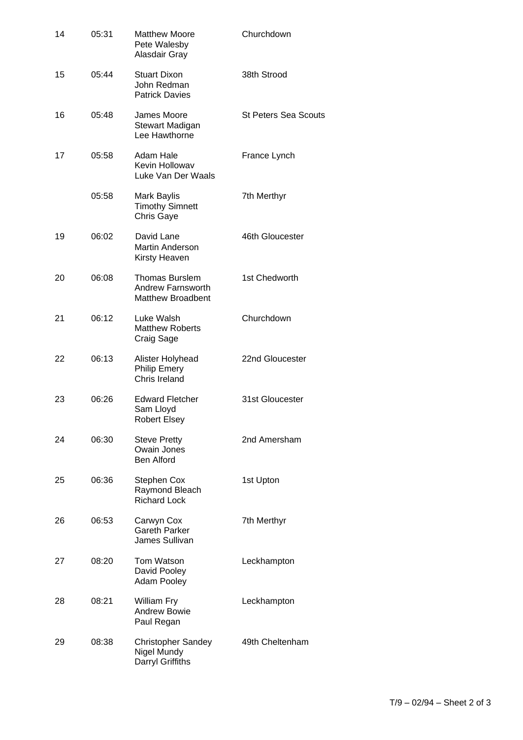| | | | |
|---|---|---|---|
| 14 | 05:31 | Matthew Moore<br>Pete Walesby<br>Alasdair Gray | Churchdown |
| 15 | 05:44 | Stuart Dixon<br>John Redman<br>Patrick Davies | 38th Strood |
| 16 | 05:48 | James Moore<br>Stewart Madigan<br>Lee Hawthorne | St Peters Sea Scouts |
| 17 | 05:58 | Adam Hale<br>Kevin Hollowav<br>Luke Van Der Waals | France Lynch |
| | 05:58 | Mark Baylis<br>Timothy Simnett<br>Chris Gaye | 7th Merthyr |
| 19 | 06:02 | David Lane<br>Martin Anderson<br>Kirsty Heaven | 46th Gloucester |
| 20 | 06:08 | Thomas Burslem<br>Andrew Farnsworth<br>Matthew Broadbent | 1st Chedworth |
| 21 | 06:12 | Luke Walsh<br>Matthew Roberts<br>Craig Sage | Churchdown |
| 22 | 06:13 | Alister Holyhead<br>Philip Emery<br>Chris Ireland | 22nd Gloucester |
| 23 | 06:26 | Edward Fletcher<br>Sam Lloyd<br>Robert Elsey | 31st Gloucester |
| 24 | 06:30 | Steve Pretty<br>Owain Jones<br>Ben Alford | 2nd Amersham |
| 25 | 06:36 | Stephen Cox<br>Raymond Bleach<br>Richard Lock | 1st Upton |
| 26 | 06:53 | Carwyn Cox<br>Gareth Parker<br>James Sullivan | 7th Merthyr |
| 27 | 08:20 | Tom Watson<br>David Pooley<br>Adam Pooley | Leckhampton |
| 28 | 08:21 | William Fry<br>Andrew Bowie<br>Paul Regan | Leckhampton |
| 29 | 08:38 | Christopher Sandey<br>Nigel Mundy<br>Darryl Griffiths | 49th Cheltenham |

T/9 – 02/94 – Sheet 2 of 3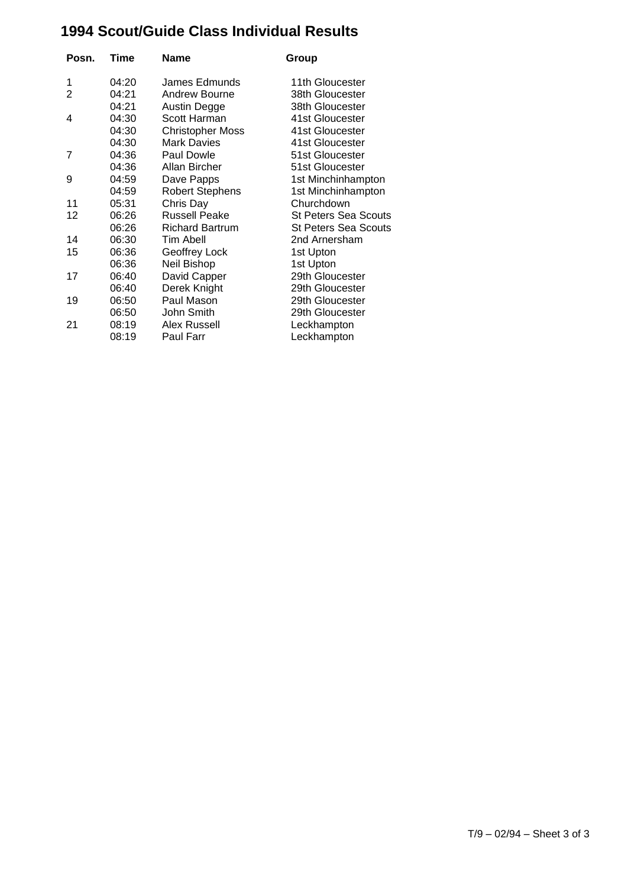# 1994 Scout/Guide Class Individual Results

| Posn. | Time | Name | Group |
|---|---|---|---|
| 1 | 04:20 | James Edmunds | 11th Gloucester |
| 2 | 04:21 | Andrew Bourne | 38th Gloucester |
| | 04:21 | Austin Degge | 38th Gloucester |
| 4 | 04:30 | Scott Harman | 41st Gloucester |
| | 04:30 | Christopher Moss | 41st Gloucester |
| | 04:30 | Mark Davies | 41st Gloucester |
| 7 | 04:36 | Paul Dowle | 51st Gloucester |
| | 04:36 | Allan Bircher | 51st Gloucester |
| 9 | 04:59 | Dave Papps | 1st Minchinhampton |
| | 04:59 | Robert Stephens | 1st Minchinhampton |
| 11 | 05:31 | Chris Day | Churchdown |
| 12 | 06:26 | Russell Peake | St Peters Sea Scouts |
| | 06:26 | Richard Bartrum | St Peters Sea Scouts |
| 14 | 06:30 | Tim Abell | 2nd Arnersham |
| 15 | 06:36 | Geoffrey Lock | 1st Upton |
| | 06:36 | Neil Bishop | 1st Upton |
| 17 | 06:40 | David Capper | 29th Gloucester |
| | 06:40 | Derek Knight | 29th Gloucester |
| 19 | 06:50 | Paul Mason | 29th Gloucester |
| | 06:50 | John Smith | 29th Gloucester |
| 21 | 08:19 | Alex Russell | Leckhampton |
| | 08:19 | Paul Farr | Leckhampton |

T/9 – 02/94 – Sheet 3 of 3